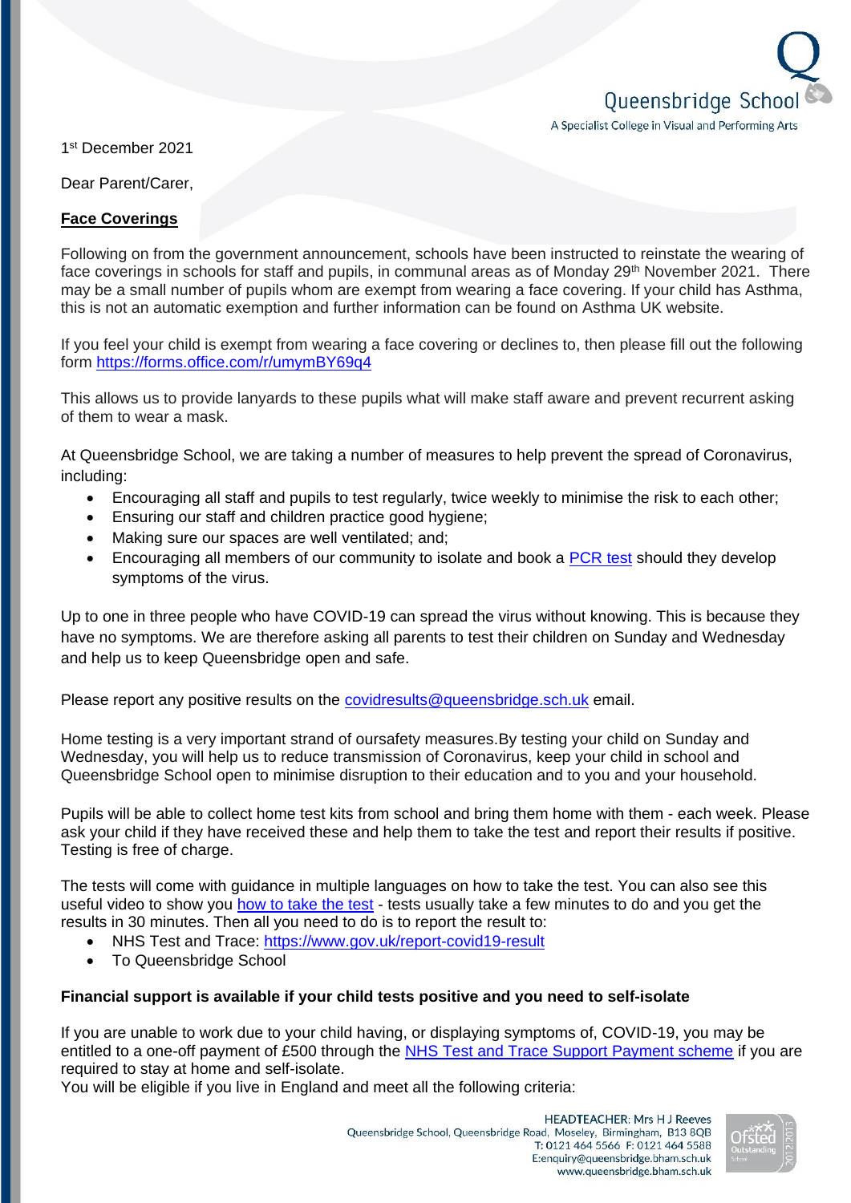Queensbridge School
A Specialist College in Visual and Performing Arts

1st December 2021

Dear Parent/Carer,

**Face Coverings**

Following on from the government announcement, schools have been instructed to reinstate the wearing of face coverings in schools for staff and pupils, in communal areas as of Monday 29th November 2021. There may be a small number of pupils whom are exempt from wearing a face covering. If your child has Asthma, this is not an automatic exemption and further information can be found on Asthma UK website.

If you feel your child is exempt from wearing a face covering or declines to, then please fill out the following form [https://forms.office.com/r/umymBY69q4](https://forms.office.com/r/umymBY69q4)

This allows us to provide lanyards to these pupils what will make staff aware and prevent recurrent asking of them to wear a mask.

At Queensbridge School, we are taking a number of measures to help prevent the spread of Coronavirus, including:

- Encouraging all staff and pupils to test regularly, twice weekly to minimise the risk to each other;
- Ensuring our staff and children practice good hygiene;
- Making sure our spaces are well ventilated; and;
- Encouraging all members of our community to isolate and book a PCR test should they develop symptoms of the virus.

Up to one in three people who have COVID-19 can spread the virus without knowing. This is because they have no symptoms. We are therefore asking all parents to test their children on Sunday and Wednesday and help us to keep Queensbridge open and safe.

Please report any positive results on the covidresults@queensbridge.sch.uk email.

Home testing is a very important strand of oursafety measures.By testing your child on Sunday and Wednesday, you will help us to reduce transmission of Coronavirus, keep your child in school and Queensbridge School open to minimise disruption to their education and to you and your household.

Pupils will be able to collect home test kits from school and bring them home with them - each week. Please ask your child if they have received these and help them to take the test and report their results if positive. Testing is free of charge.

The tests will come with guidance in multiple languages on how to take the test. You can also see this useful video to show you how to take the test - tests usually take a few minutes to do and you get the results in 30 minutes. Then all you need to do is to report the result to:

- NHS Test and Trace: [https://www.gov.uk/report-covid19-result](https://www.gov.uk/report-covid19-result)
- To Queensbridge School

**Financial support is available if your child tests positive and you need to self-isolate**

If you are unable to work due to your child having, or displaying symptoms of, COVID-19, you may be entitled to a one-off payment of £500 through the NHS Test and Trace Support Payment scheme if you are required to stay at home and self-isolate.
You will be eligible if you live in England and meet all the following criteria:

HEADTEACHER: Mrs H J Reeves
Queensbridge School, Queensbridge Road, Moseley, Birmingham, B13 8QB
T: 0121 464 5566 F: 0121 464 5588
E:enquiry@queensbridge.bham.sch.uk
www.queensbridge.bham.sch.uk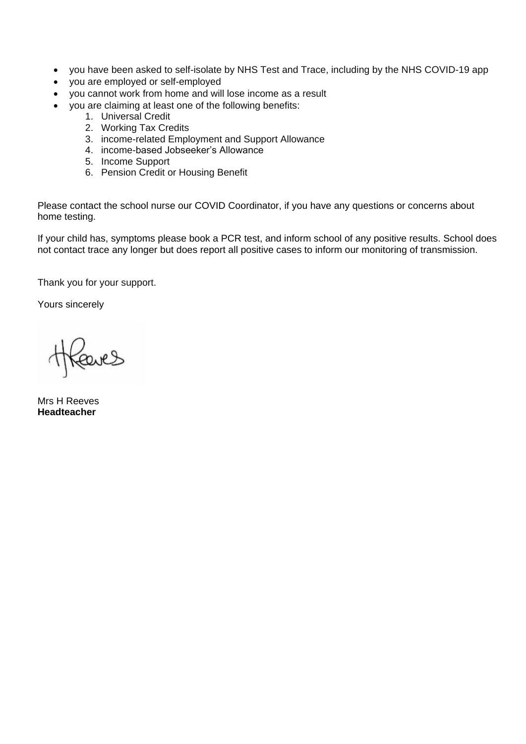- you have been asked to self-isolate by NHS Test and Trace, including by the NHS COVID-19 app
- you are employed or self-employed
- you cannot work from home and will lose income as a result
- you are claiming at least one of the following benefits:
    1. Universal Credit
    2. Working Tax Credits
    3. income-related Employment and Support Allowance
    4. income-based Jobseeker's Allowance
    5. Income Support
    6. Pension Credit or Housing Benefit

Please contact the school nurse our COVID Coordinator, if you have any questions or concerns about home testing.

If your child has, symptoms please book a PCR test, and inform school of any positive results. School does not contact trace any longer but does report all positive cases to inform our monitoring of transmission.

Thank you for your support.

Yours sincerely

Mrs H Reeves
**Headteacher**